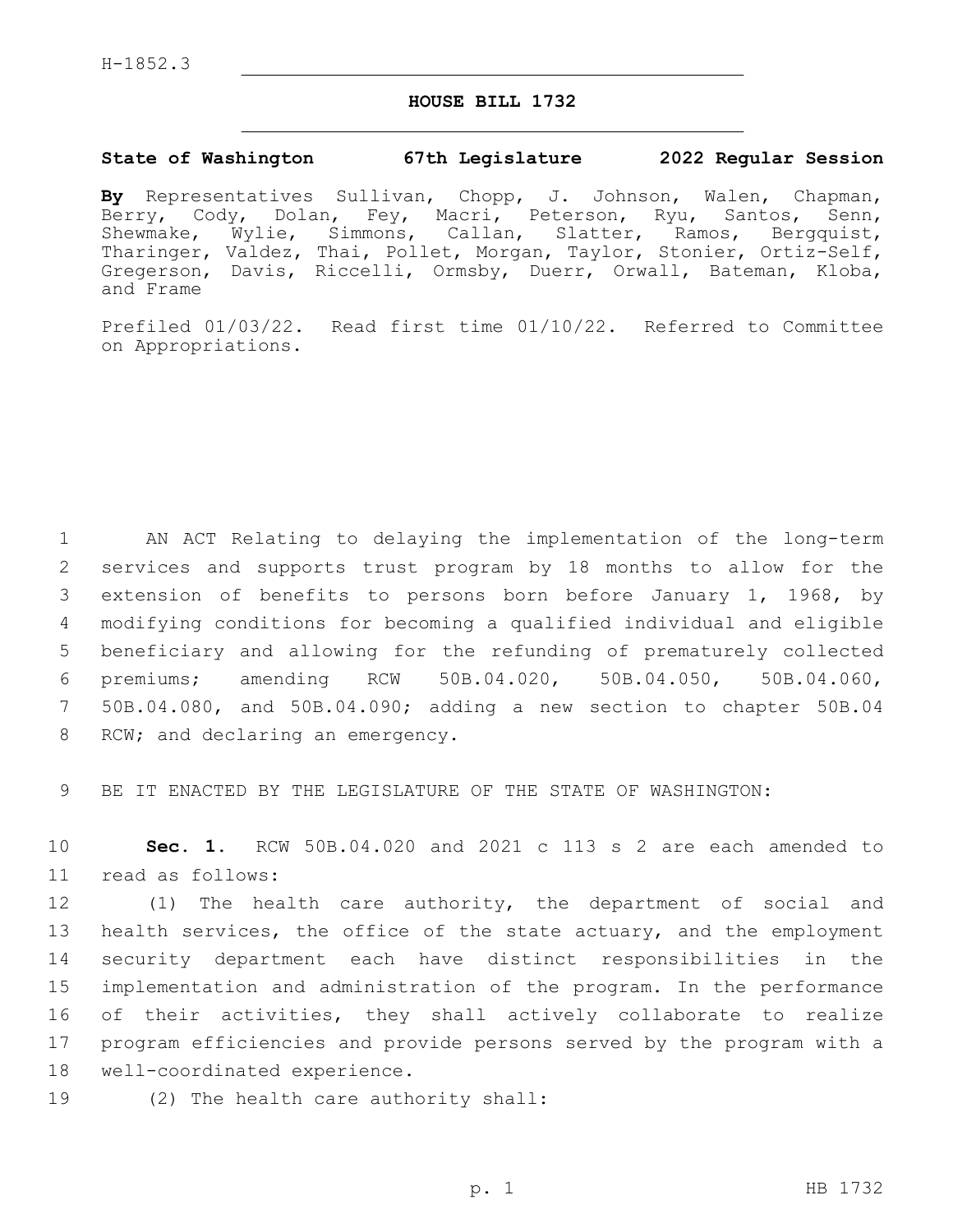H-1852.3

# HOUSE BILL 1732

**State of Washington 67th Legislature 2022 Regular Session**

**By** Representatives Sullivan, Chopp, J. Johnson, Walen, Chapman, Berry, Cody, Dolan, Fey, Macri, Peterson, Ryu, Santos, Senn, Shewmake, Wylie, Simmons, Callan, Slatter, Ramos, Bergquist, Tharinger, Valdez, Thai, Pollet, Morgan, Taylor, Stonier, Ortiz-Self, Gregerson, Davis, Riccelli, Ormsby, Duerr, Orwall, Bateman, Kloba, and Frame

Prefiled 01/03/22. Read first time 01/10/22. Referred to Committee on Appropriations.

AN ACT Relating to delaying the implementation of the long-term services and supports trust program by 18 months to allow for the extension of benefits to persons born before January 1, 1968, by modifying conditions for becoming a qualified individual and eligible beneficiary and allowing for the refunding of prematurely collected premiums; amending RCW 50B.04.020, 50B.04.050, 50B.04.060, 50B.04.080, and 50B.04.090; adding a new section to chapter 50B.04 RCW; and declaring an emergency.

BE IT ENACTED BY THE LEGISLATURE OF THE STATE OF WASHINGTON:

**Sec. 1.** RCW 50B.04.020 and 2021 c 113 s 2 are each amended to read as follows:

(1) The health care authority, the department of social and health services, the office of the state actuary, and the employment security department each have distinct responsibilities in the implementation and administration of the program. In the performance of their activities, they shall actively collaborate to realize program efficiencies and provide persons served by the program with a well-coordinated experience.

(2) The health care authority shall: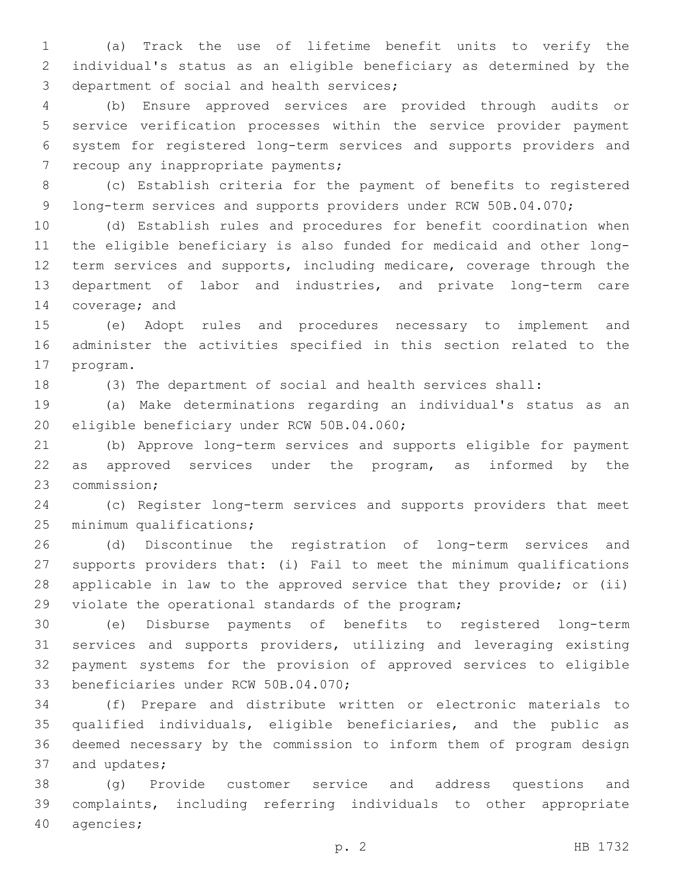(a) Track the use of lifetime benefit units to verify the individual's status as an eligible beneficiary as determined by the department of social and health services;

(b) Ensure approved services are provided through audits or service verification processes within the service provider payment system for registered long-term services and supports providers and recoup any inappropriate payments;

(c) Establish criteria for the payment of benefits to registered long-term services and supports providers under RCW 50B.04.070;

(d) Establish rules and procedures for benefit coordination when the eligible beneficiary is also funded for medicaid and other long-term services and supports, including medicare, coverage through the department of labor and industries, and private long-term care coverage; and

(e) Adopt rules and procedures necessary to implement and administer the activities specified in this section related to the program.

(3) The department of social and health services shall:

(a) Make determinations regarding an individual's status as an eligible beneficiary under RCW 50B.04.060;

(b) Approve long-term services and supports eligible for payment as approved services under the program, as informed by the commission;

(c) Register long-term services and supports providers that meet minimum qualifications;

(d) Discontinue the registration of long-term services and supports providers that: (i) Fail to meet the minimum qualifications applicable in law to the approved service that they provide; or (ii) violate the operational standards of the program;

(e) Disburse payments of benefits to registered long-term services and supports providers, utilizing and leveraging existing payment systems for the provision of approved services to eligible beneficiaries under RCW 50B.04.070;

(f) Prepare and distribute written or electronic materials to qualified individuals, eligible beneficiaries, and the public as deemed necessary by the commission to inform them of program design and updates;

(g) Provide customer service and address questions and complaints, including referring individuals to other appropriate agencies;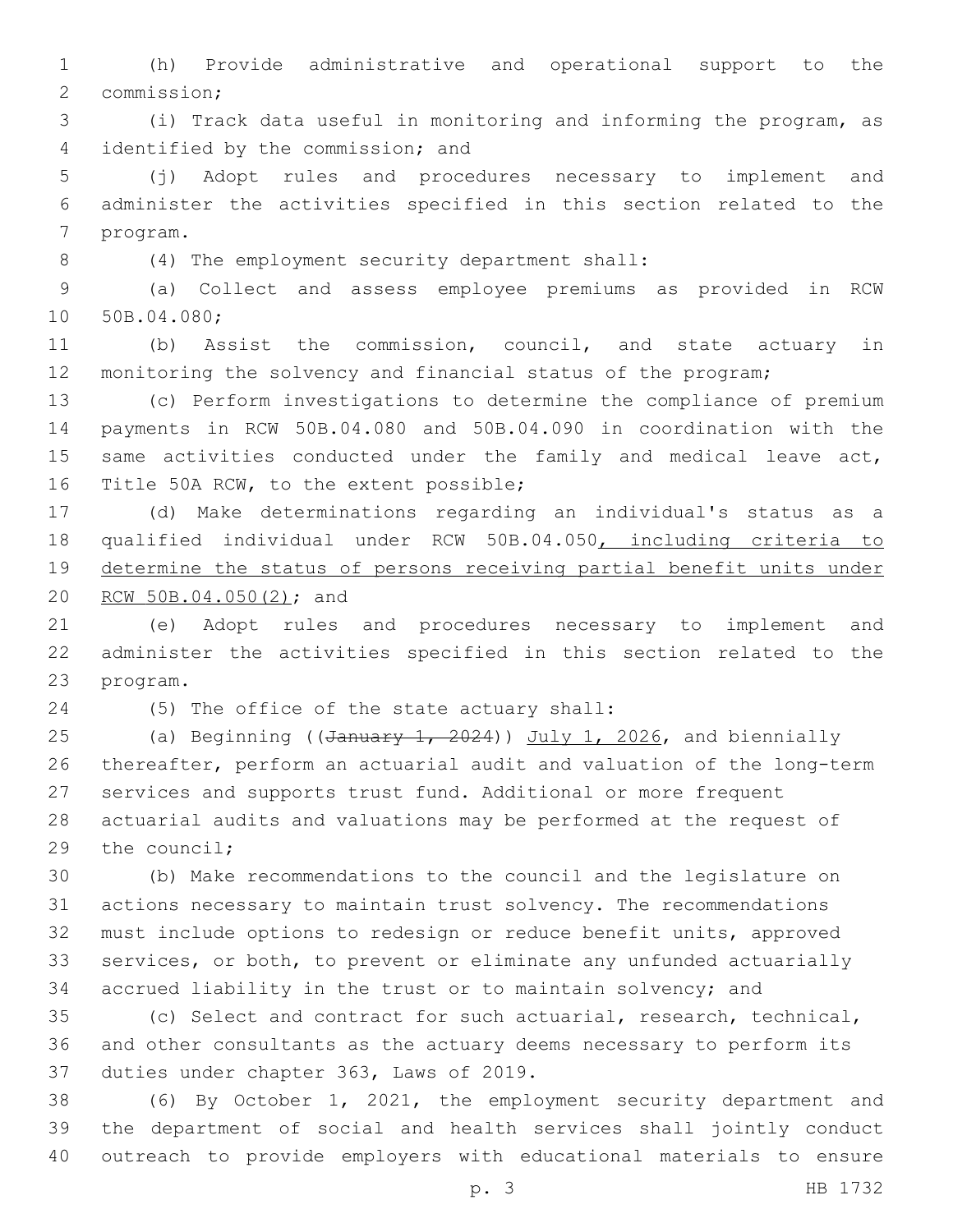(h) Provide administrative and operational support to the commission;

(i) Track data useful in monitoring and informing the program, as identified by the commission; and

(j) Adopt rules and procedures necessary to implement and administer the activities specified in this section related to the program.

(4) The employment security department shall:

(a) Collect and assess employee premiums as provided in RCW 50B.04.080;

(b) Assist the commission, council, and state actuary in monitoring the solvency and financial status of the program;

(c) Perform investigations to determine the compliance of premium payments in RCW 50B.04.080 and 50B.04.090 in coordination with the same activities conducted under the family and medical leave act, Title 50A RCW, to the extent possible;

(d) Make determinations regarding an individual's status as a qualified individual under RCW 50B.04.050<u>, including criteria to determine the status of persons receiving partial benefit units under RCW 50B.04.050(2)</u>; and

(e) Adopt rules and procedures necessary to implement and administer the activities specified in this section related to the program.

(5) The office of the state actuary shall:

(a) Beginning ((~~January 1, 2024~~)) <u>July 1, 2026</u>, and biennially thereafter, perform an actuarial audit and valuation of the long-term services and supports trust fund. Additional or more frequent actuarial audits and valuations may be performed at the request of the council;

(b) Make recommendations to the council and the legislature on actions necessary to maintain trust solvency. The recommendations must include options to redesign or reduce benefit units, approved services, or both, to prevent or eliminate any unfunded actuarially accrued liability in the trust or to maintain solvency; and

(c) Select and contract for such actuarial, research, technical, and other consultants as the actuary deems necessary to perform its duties under chapter 363, Laws of 2019.

(6) By October 1, 2021, the employment security department and the department of social and health services shall jointly conduct outreach to provide employers with educational materials to ensure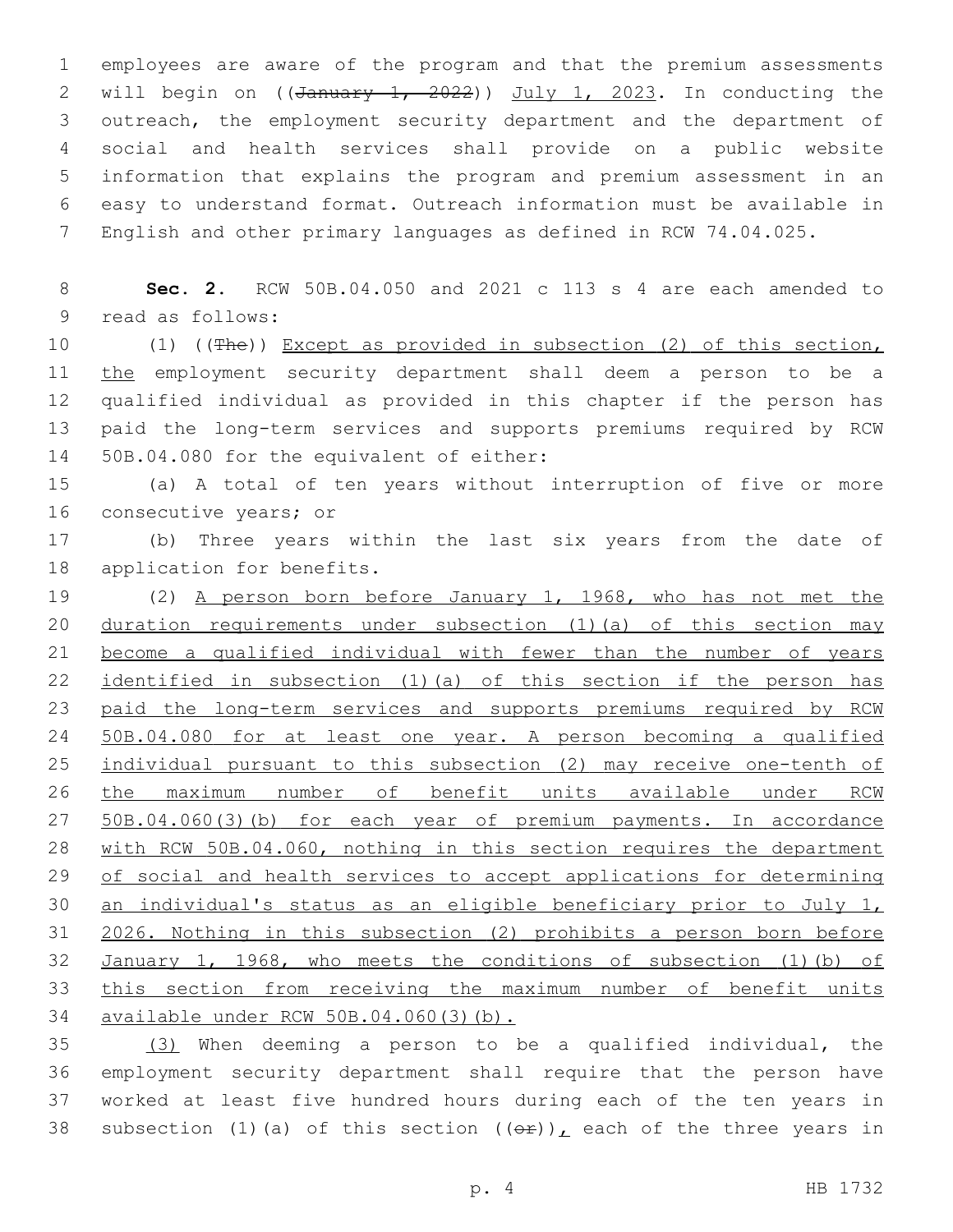employees are aware of the program and that the premium assessments will begin on ((~~January 1, 2022~~)) July 1, 2023. In conducting the outreach, the employment security department and the department of social and health services shall provide on a public website information that explains the program and premium assessment in an easy to understand format. Outreach information must be available in English and other primary languages as defined in RCW 74.04.025.

**Sec. 2.** RCW 50B.04.050 and 2021 c 113 s 4 are each amended to read as follows:

(1) ((~~The~~)) Except as provided in subsection (2) of this section, the employment security department shall deem a person to be a qualified individual as provided in this chapter if the person has paid the long-term services and supports premiums required by RCW 50B.04.080 for the equivalent of either:

(a) A total of ten years without interruption of five or more consecutive years; or

(b) Three years within the last six years from the date of application for benefits.

(2) A person born before January 1, 1968, who has not met the duration requirements under subsection (1)(a) of this section may become a qualified individual with fewer than the number of years identified in subsection (1)(a) of this section if the person has paid the long-term services and supports premiums required by RCW 50B.04.080 for at least one year. A person becoming a qualified individual pursuant to this subsection (2) may receive one-tenth of the maximum number of benefit units available under RCW 50B.04.060(3)(b) for each year of premium payments. In accordance with RCW 50B.04.060, nothing in this section requires the department of social and health services to accept applications for determining an individual's status as an eligible beneficiary prior to July 1, 2026. Nothing in this subsection (2) prohibits a person born before January 1, 1968, who meets the conditions of subsection (1)(b) of this section from receiving the maximum number of benefit units available under RCW 50B.04.060(3)(b).

(3) When deeming a person to be a qualified individual, the employment security department shall require that the person have worked at least five hundred hours during each of the ten years in subsection (1)(a) of this section ((~~or~~)), each of the three years in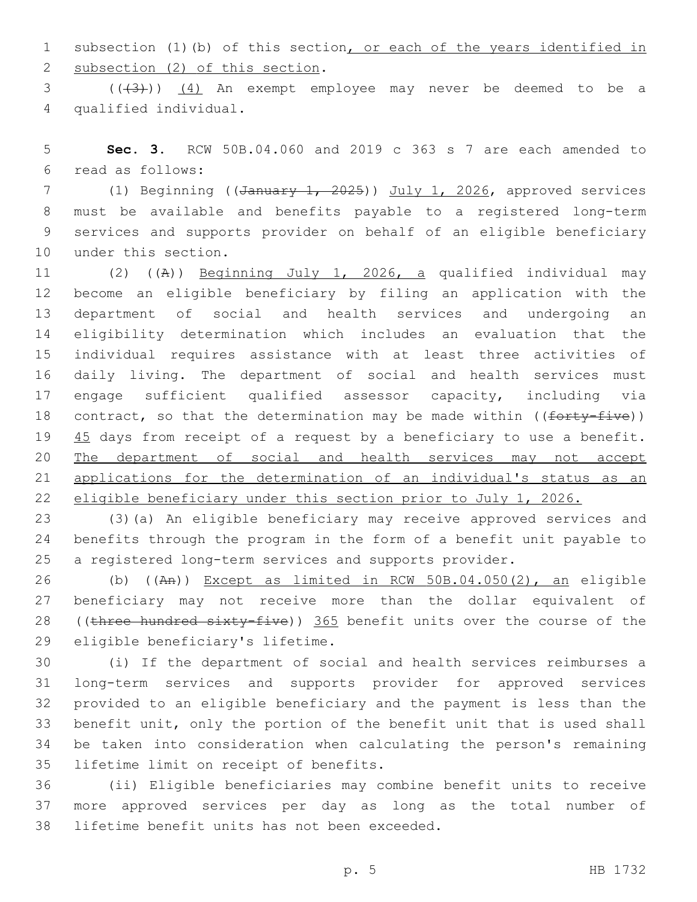subsection (1)(b) of this section, or each of the years identified in subsection (2) of this section.

((~~(3)~~)) (4) An exempt employee may never be deemed to be a qualified individual.

**Sec. 3.** RCW 50B.04.060 and 2019 c 363 s 7 are each amended to read as follows:

(1) Beginning ((~~January 1, 2025~~)) July 1, 2026, approved services must be available and benefits payable to a registered long-term services and supports provider on behalf of an eligible beneficiary under this section.

(2) ((~~A~~)) Beginning July 1, 2026, a qualified individual may become an eligible beneficiary by filing an application with the department of social and health services and undergoing an eligibility determination which includes an evaluation that the individual requires assistance with at least three activities of daily living. The department of social and health services must engage sufficient qualified assessor capacity, including via contract, so that the determination may be made within ((~~forty-five~~)) 45 days from receipt of a request by a beneficiary to use a benefit. The department of social and health services may not accept applications for the determination of an individual's status as an eligible beneficiary under this section prior to July 1, 2026.

(3)(a) An eligible beneficiary may receive approved services and benefits through the program in the form of a benefit unit payable to a registered long-term services and supports provider.

(b) ((~~An~~)) Except as limited in RCW 50B.04.050(2), an eligible beneficiary may not receive more than the dollar equivalent of ((~~three hundred sixty-five~~)) 365 benefit units over the course of the eligible beneficiary's lifetime.

(i) If the department of social and health services reimburses a long-term services and supports provider for approved services provided to an eligible beneficiary and the payment is less than the benefit unit, only the portion of the benefit unit that is used shall be taken into consideration when calculating the person's remaining lifetime limit on receipt of benefits.

(ii) Eligible beneficiaries may combine benefit units to receive more approved services per day as long as the total number of lifetime benefit units has not been exceeded.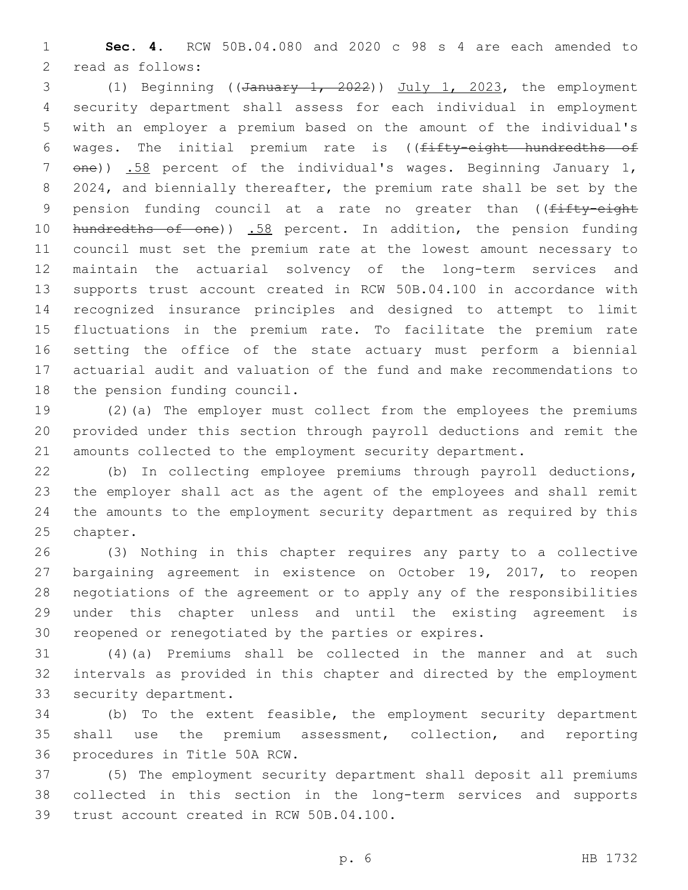**Sec. 4.** RCW 50B.04.080 and 2020 c 98 s 4 are each amended to read as follows:

(1) Beginning ((~~January 1, 2022~~)) July 1, 2023, the employment security department shall assess for each individual in employment with an employer a premium based on the amount of the individual's wages. The initial premium rate is ((~~fifty-eight hundredths of one~~)) .58 percent of the individual's wages. Beginning January 1, 2024, and biennially thereafter, the premium rate shall be set by the pension funding council at a rate no greater than ((~~fifty-eight hundredths of one~~)) .58 percent. In addition, the pension funding council must set the premium rate at the lowest amount necessary to maintain the actuarial solvency of the long-term services and supports trust account created in RCW 50B.04.100 in accordance with recognized insurance principles and designed to attempt to limit fluctuations in the premium rate. To facilitate the premium rate setting the office of the state actuary must perform a biennial actuarial audit and valuation of the fund and make recommendations to the pension funding council.

(2)(a) The employer must collect from the employees the premiums provided under this section through payroll deductions and remit the amounts collected to the employment security department.

(b) In collecting employee premiums through payroll deductions, the employer shall act as the agent of the employees and shall remit the amounts to the employment security department as required by this chapter.

(3) Nothing in this chapter requires any party to a collective bargaining agreement in existence on October 19, 2017, to reopen negotiations of the agreement or to apply any of the responsibilities under this chapter unless and until the existing agreement is reopened or renegotiated by the parties or expires.

(4)(a) Premiums shall be collected in the manner and at such intervals as provided in this chapter and directed by the employment security department.

(b) To the extent feasible, the employment security department shall use the premium assessment, collection, and reporting procedures in Title 50A RCW.

(5) The employment security department shall deposit all premiums collected in this section in the long-term services and supports trust account created in RCW 50B.04.100.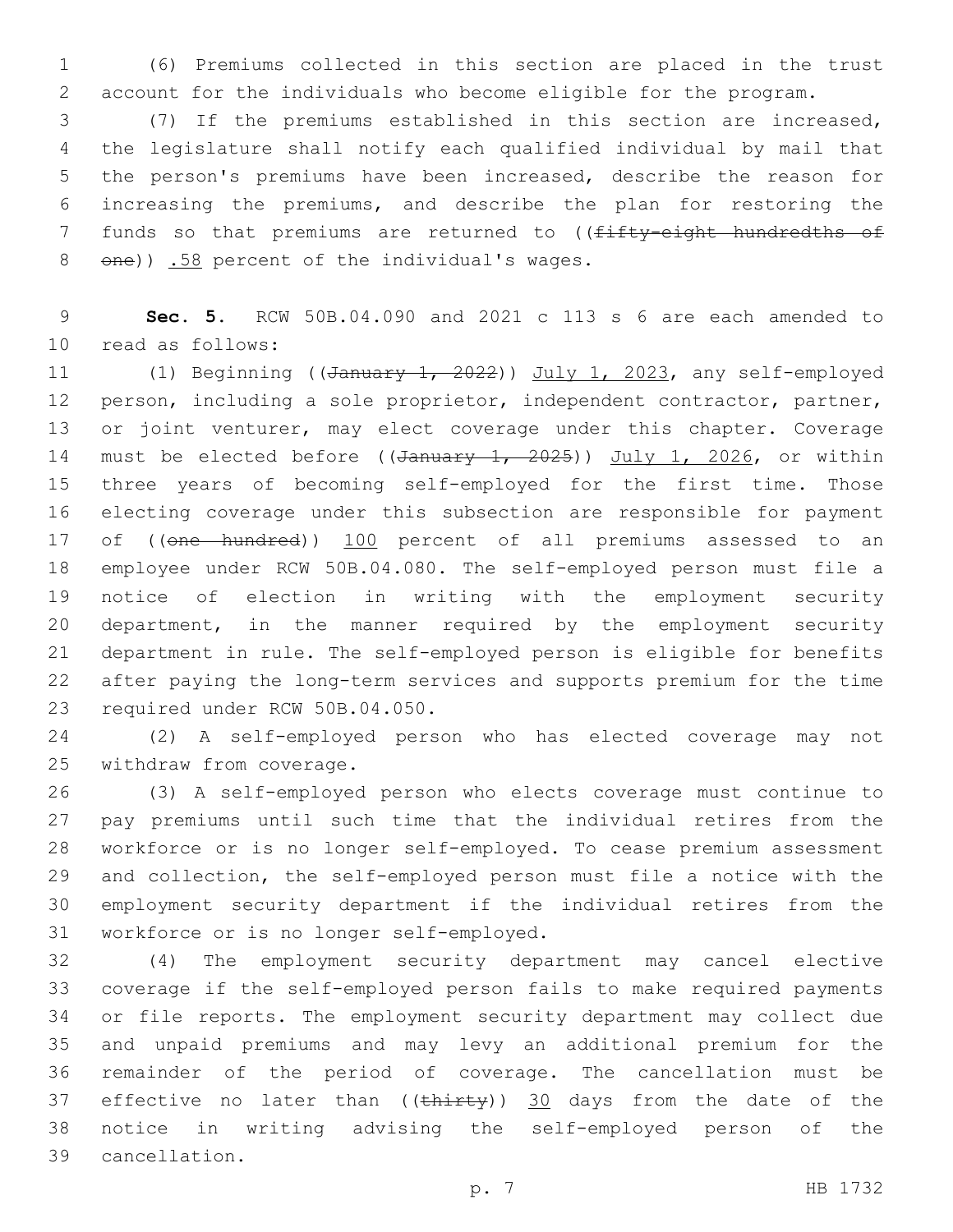(6) Premiums collected in this section are placed in the trust account for the individuals who become eligible for the program.

(7) If the premiums established in this section are increased, the legislature shall notify each qualified individual by mail that the person's premiums have been increased, describe the reason for increasing the premiums, and describe the plan for restoring the funds so that premiums are returned to ((~~fifty-eight hundredths of one~~)) <u>.58</u> percent of the individual's wages.

**Sec. 5.** RCW 50B.04.090 and 2021 c 113 s 6 are each amended to read as follows:

(1) Beginning ((~~January 1, 2022~~)) <u>July 1, 2023</u>, any self-employed person, including a sole proprietor, independent contractor, partner, or joint venturer, may elect coverage under this chapter. Coverage must be elected before ((~~January 1, 2025~~)) <u>July 1, 2026</u>, or within three years of becoming self-employed for the first time. Those electing coverage under this subsection are responsible for payment of ((~~one hundred~~)) <u>100</u> percent of all premiums assessed to an employee under RCW 50B.04.080. The self-employed person must file a notice of election in writing with the employment security department, in the manner required by the employment security department in rule. The self-employed person is eligible for benefits after paying the long-term services and supports premium for the time required under RCW 50B.04.050.

(2) A self-employed person who has elected coverage may not withdraw from coverage.

(3) A self-employed person who elects coverage must continue to pay premiums until such time that the individual retires from the workforce or is no longer self-employed. To cease premium assessment and collection, the self-employed person must file a notice with the employment security department if the individual retires from the workforce or is no longer self-employed.

(4) The employment security department may cancel elective coverage if the self-employed person fails to make required payments or file reports. The employment security department may collect due and unpaid premiums and may levy an additional premium for the remainder of the period of coverage. The cancellation must be effective no later than ((~~thirty~~)) <u>30</u> days from the date of the notice in writing advising the self-employed person of the cancellation.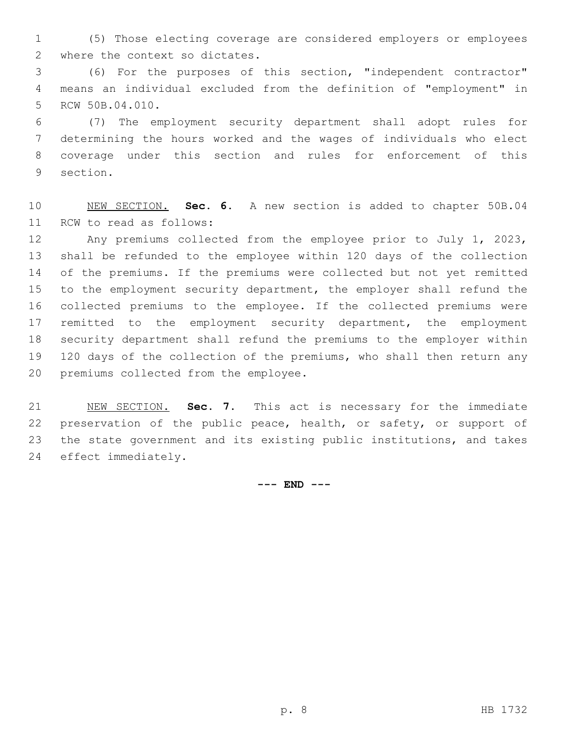(5) Those electing coverage are considered employers or employees where the context so dictates.

(6) For the purposes of this section, "independent contractor" means an individual excluded from the definition of "employment" in RCW 50B.04.010.

(7) The employment security department shall adopt rules for determining the hours worked and the wages of individuals who elect coverage under this section and rules for enforcement of this section.

NEW SECTION. **Sec. 6.** A new section is added to chapter 50B.04 RCW to read as follows:

Any premiums collected from the employee prior to July 1, 2023, shall be refunded to the employee within 120 days of the collection of the premiums. If the premiums were collected but not yet remitted to the employment security department, the employer shall refund the collected premiums to the employee. If the collected premiums were remitted to the employment security department, the employment security department shall refund the premiums to the employer within 120 days of the collection of the premiums, who shall then return any premiums collected from the employee.

NEW SECTION. **Sec. 7.** This act is necessary for the immediate preservation of the public peace, health, or safety, or support of the state government and its existing public institutions, and takes effect immediately.

**--- END ---**